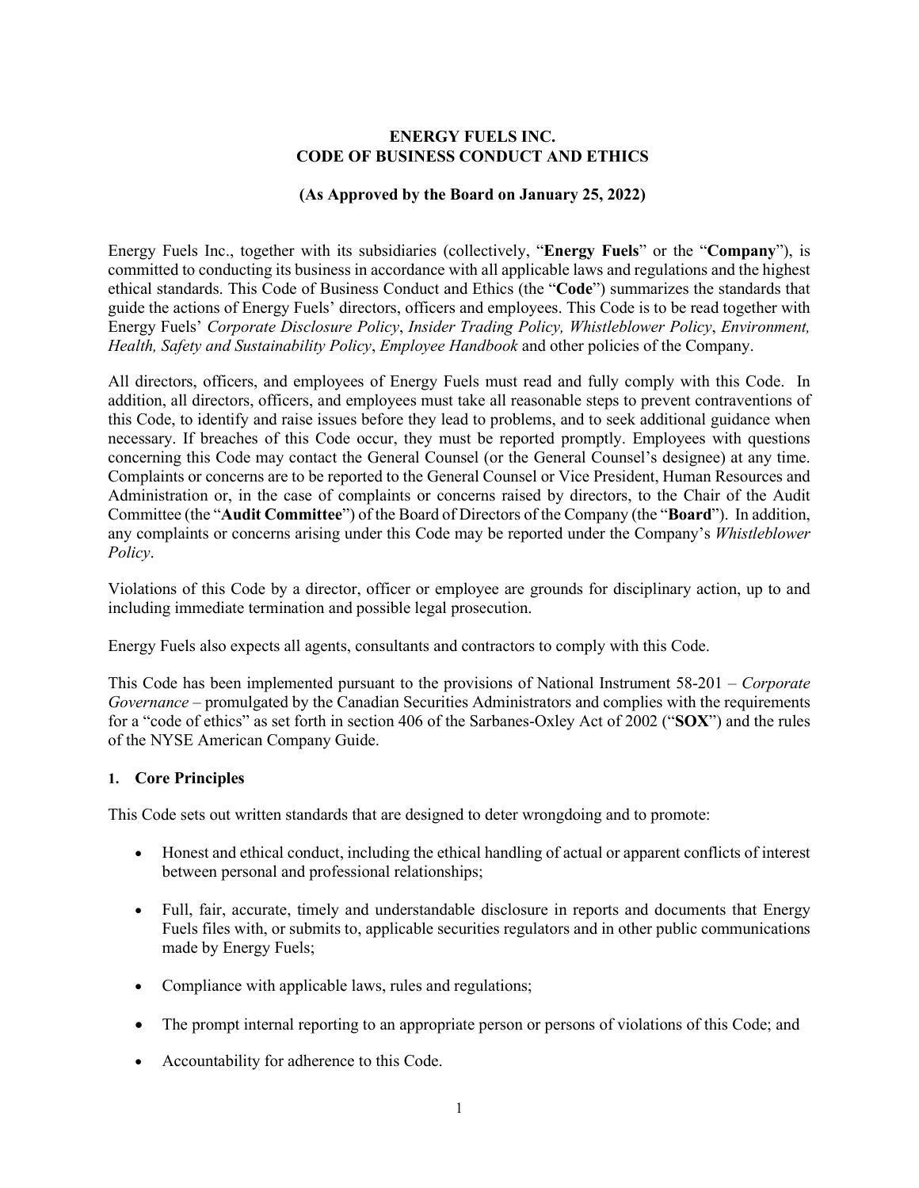# ENERGY FUELS INC.
# CODE OF BUSINESS CONDUCT AND ETHICS

**(As Approved by the Board on January 25, 2022)**

Energy Fuels Inc., together with its subsidiaries (collectively, "**Energy Fuels**" or the "**Company**"), is committed to conducting its business in accordance with all applicable laws and regulations and the highest ethical standards. This Code of Business Conduct and Ethics (the "**Code**") summarizes the standards that guide the actions of Energy Fuels' directors, officers and employees. This Code is to be read together with Energy Fuels' *Corporate Disclosure Policy*, *Insider Trading Policy, Whistleblower Policy*, *Environment, Health, Safety and Sustainability Policy*, *Employee Handbook* and other policies of the Company.

All directors, officers, and employees of Energy Fuels must read and fully comply with this Code. In addition, all directors, officers, and employees must take all reasonable steps to prevent contraventions of this Code, to identify and raise issues before they lead to problems, and to seek additional guidance when necessary. If breaches of this Code occur, they must be reported promptly. Employees with questions concerning this Code may contact the General Counsel (or the General Counsel's designee) at any time. Complaints or concerns are to be reported to the General Counsel or Vice President, Human Resources and Administration or, in the case of complaints or concerns raised by directors, to the Chair of the Audit Committee (the "**Audit Committee**") of the Board of Directors of the Company (the "**Board**"). In addition, any complaints or concerns arising under this Code may be reported under the Company's *Whistleblower Policy*.

Violations of this Code by a director, officer or employee are grounds for disciplinary action, up to and including immediate termination and possible legal prosecution.

Energy Fuels also expects all agents, consultants and contractors to comply with this Code.

This Code has been implemented pursuant to the provisions of National Instrument 58-201 – *Corporate Governance* – promulgated by the Canadian Securities Administrators and complies with the requirements for a "code of ethics" as set forth in section 406 of the Sarbanes-Oxley Act of 2002 ("**SOX**") and the rules of the NYSE American Company Guide.

## 1. Core Principles

This Code sets out written standards that are designed to deter wrongdoing and to promote:

- Honest and ethical conduct, including the ethical handling of actual or apparent conflicts of interest between personal and professional relationships;
- Full, fair, accurate, timely and understandable disclosure in reports and documents that Energy Fuels files with, or submits to, applicable securities regulators and in other public communications made by Energy Fuels;
- Compliance with applicable laws, rules and regulations;
- The prompt internal reporting to an appropriate person or persons of violations of this Code; and
- Accountability for adherence to this Code.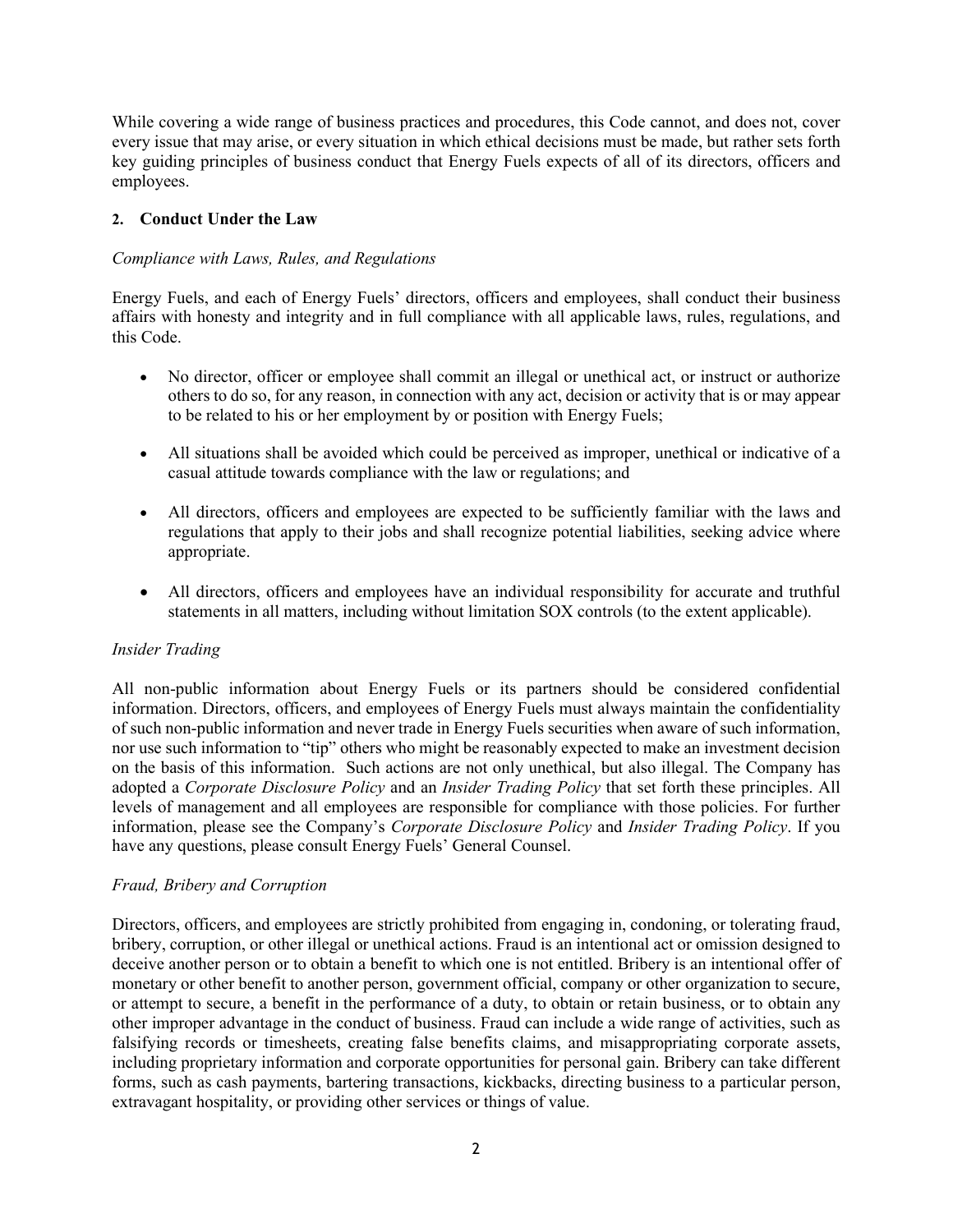While covering a wide range of business practices and procedures, this Code cannot, and does not, cover every issue that may arise, or every situation in which ethical decisions must be made, but rather sets forth key guiding principles of business conduct that Energy Fuels expects of all of its directors, officers and employees.

## 2. Conduct Under the Law

*Compliance with Laws, Rules, and Regulations*

Energy Fuels, and each of Energy Fuels' directors, officers and employees, shall conduct their business affairs with honesty and integrity and in full compliance with all applicable laws, rules, regulations, and this Code.

- No director, officer or employee shall commit an illegal or unethical act, or instruct or authorize others to do so, for any reason, in connection with any act, decision or activity that is or may appear to be related to his or her employment by or position with Energy Fuels;
- All situations shall be avoided which could be perceived as improper, unethical or indicative of a casual attitude towards compliance with the law or regulations; and
- All directors, officers and employees are expected to be sufficiently familiar with the laws and regulations that apply to their jobs and shall recognize potential liabilities, seeking advice where appropriate.
- All directors, officers and employees have an individual responsibility for accurate and truthful statements in all matters, including without limitation SOX controls (to the extent applicable).

*Insider Trading*

All non-public information about Energy Fuels or its partners should be considered confidential information. Directors, officers, and employees of Energy Fuels must always maintain the confidentiality of such non-public information and never trade in Energy Fuels securities when aware of such information, nor use such information to "tip" others who might be reasonably expected to make an investment decision on the basis of this information. Such actions are not only unethical, but also illegal. The Company has adopted a *Corporate Disclosure Policy* and an *Insider Trading Policy* that set forth these principles. All levels of management and all employees are responsible for compliance with those policies. For further information, please see the Company's *Corporate Disclosure Policy* and *Insider Trading Policy*. If you have any questions, please consult Energy Fuels' General Counsel.

*Fraud, Bribery and Corruption*

Directors, officers, and employees are strictly prohibited from engaging in, condoning, or tolerating fraud, bribery, corruption, or other illegal or unethical actions. Fraud is an intentional act or omission designed to deceive another person or to obtain a benefit to which one is not entitled. Bribery is an intentional offer of monetary or other benefit to another person, government official, company or other organization to secure, or attempt to secure, a benefit in the performance of a duty, to obtain or retain business, or to obtain any other improper advantage in the conduct of business. Fraud can include a wide range of activities, such as falsifying records or timesheets, creating false benefits claims, and misappropriating corporate assets, including proprietary information and corporate opportunities for personal gain. Bribery can take different forms, such as cash payments, bartering transactions, kickbacks, directing business to a particular person, extravagant hospitality, or providing other services or things of value.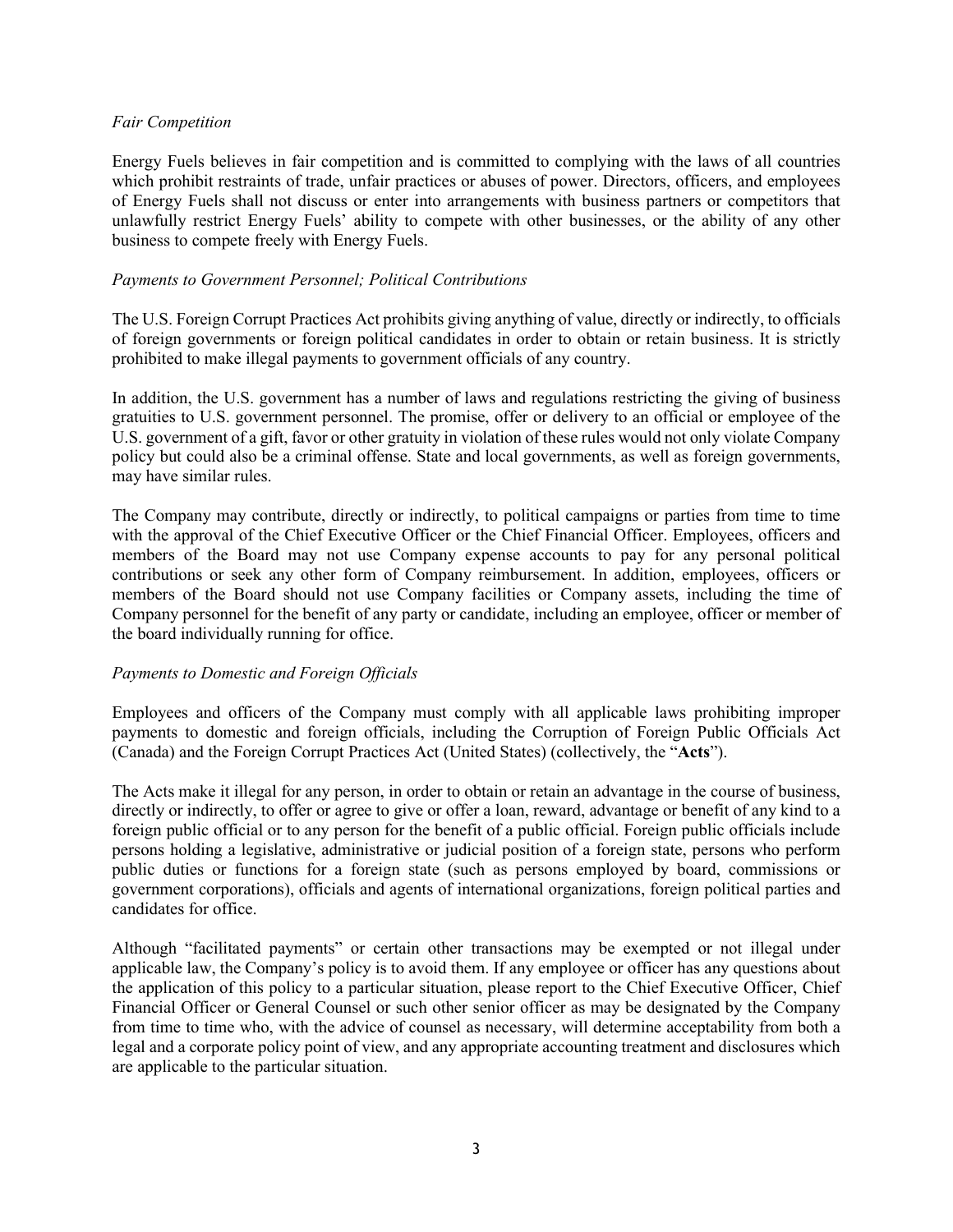*Fair Competition*

Energy Fuels believes in fair competition and is committed to complying with the laws of all countries which prohibit restraints of trade, unfair practices or abuses of power. Directors, officers, and employees of Energy Fuels shall not discuss or enter into arrangements with business partners or competitors that unlawfully restrict Energy Fuels' ability to compete with other businesses, or the ability of any other business to compete freely with Energy Fuels.

*Payments to Government Personnel; Political Contributions*

The U.S. Foreign Corrupt Practices Act prohibits giving anything of value, directly or indirectly, to officials of foreign governments or foreign political candidates in order to obtain or retain business. It is strictly prohibited to make illegal payments to government officials of any country.

In addition, the U.S. government has a number of laws and regulations restricting the giving of business gratuities to U.S. government personnel. The promise, offer or delivery to an official or employee of the U.S. government of a gift, favor or other gratuity in violation of these rules would not only violate Company policy but could also be a criminal offense. State and local governments, as well as foreign governments, may have similar rules.

The Company may contribute, directly or indirectly, to political campaigns or parties from time to time with the approval of the Chief Executive Officer or the Chief Financial Officer. Employees, officers and members of the Board may not use Company expense accounts to pay for any personal political contributions or seek any other form of Company reimbursement. In addition, employees, officers or members of the Board should not use Company facilities or Company assets, including the time of Company personnel for the benefit of any party or candidate, including an employee, officer or member of the board individually running for office.

*Payments to Domestic and Foreign Officials*

Employees and officers of the Company must comply with all applicable laws prohibiting improper payments to domestic and foreign officials, including the Corruption of Foreign Public Officials Act (Canada) and the Foreign Corrupt Practices Act (United States) (collectively, the "**Acts**").

The Acts make it illegal for any person, in order to obtain or retain an advantage in the course of business, directly or indirectly, to offer or agree to give or offer a loan, reward, advantage or benefit of any kind to a foreign public official or to any person for the benefit of a public official. Foreign public officials include persons holding a legislative, administrative or judicial position of a foreign state, persons who perform public duties or functions for a foreign state (such as persons employed by board, commissions or government corporations), officials and agents of international organizations, foreign political parties and candidates for office.

Although "facilitated payments" or certain other transactions may be exempted or not illegal under applicable law, the Company's policy is to avoid them. If any employee or officer has any questions about the application of this policy to a particular situation, please report to the Chief Executive Officer, Chief Financial Officer or General Counsel or such other senior officer as may be designated by the Company from time to time who, with the advice of counsel as necessary, will determine acceptability from both a legal and a corporate policy point of view, and any appropriate accounting treatment and disclosures which are applicable to the particular situation.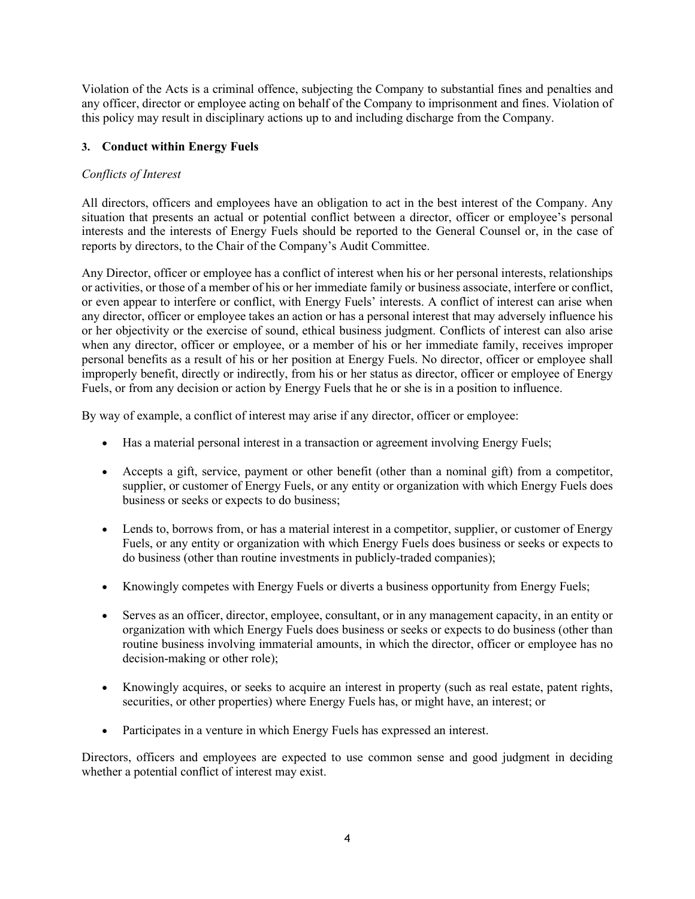Violation of the Acts is a criminal offence, subjecting the Company to substantial fines and penalties and any officer, director or employee acting on behalf of the Company to imprisonment and fines. Violation of this policy may result in disciplinary actions up to and including discharge from the Company.

## 3. Conduct within Energy Fuels

*Conflicts of Interest*

All directors, officers and employees have an obligation to act in the best interest of the Company. Any situation that presents an actual or potential conflict between a director, officer or employee's personal interests and the interests of Energy Fuels should be reported to the General Counsel or, in the case of reports by directors, to the Chair of the Company's Audit Committee.

Any Director, officer or employee has a conflict of interest when his or her personal interests, relationships or activities, or those of a member of his or her immediate family or business associate, interfere or conflict, or even appear to interfere or conflict, with Energy Fuels' interests. A conflict of interest can arise when any director, officer or employee takes an action or has a personal interest that may adversely influence his or her objectivity or the exercise of sound, ethical business judgment. Conflicts of interest can also arise when any director, officer or employee, or a member of his or her immediate family, receives improper personal benefits as a result of his or her position at Energy Fuels. No director, officer or employee shall improperly benefit, directly or indirectly, from his or her status as director, officer or employee of Energy Fuels, or from any decision or action by Energy Fuels that he or she is in a position to influence.

By way of example, a conflict of interest may arise if any director, officer or employee:

- Has a material personal interest in a transaction or agreement involving Energy Fuels;
- Accepts a gift, service, payment or other benefit (other than a nominal gift) from a competitor, supplier, or customer of Energy Fuels, or any entity or organization with which Energy Fuels does business or seeks or expects to do business;
- Lends to, borrows from, or has a material interest in a competitor, supplier, or customer of Energy Fuels, or any entity or organization with which Energy Fuels does business or seeks or expects to do business (other than routine investments in publicly-traded companies);
- Knowingly competes with Energy Fuels or diverts a business opportunity from Energy Fuels;
- Serves as an officer, director, employee, consultant, or in any management capacity, in an entity or organization with which Energy Fuels does business or seeks or expects to do business (other than routine business involving immaterial amounts, in which the director, officer or employee has no decision-making or other role);
- Knowingly acquires, or seeks to acquire an interest in property (such as real estate, patent rights, securities, or other properties) where Energy Fuels has, or might have, an interest; or
- Participates in a venture in which Energy Fuels has expressed an interest.

Directors, officers and employees are expected to use common sense and good judgment in deciding whether a potential conflict of interest may exist.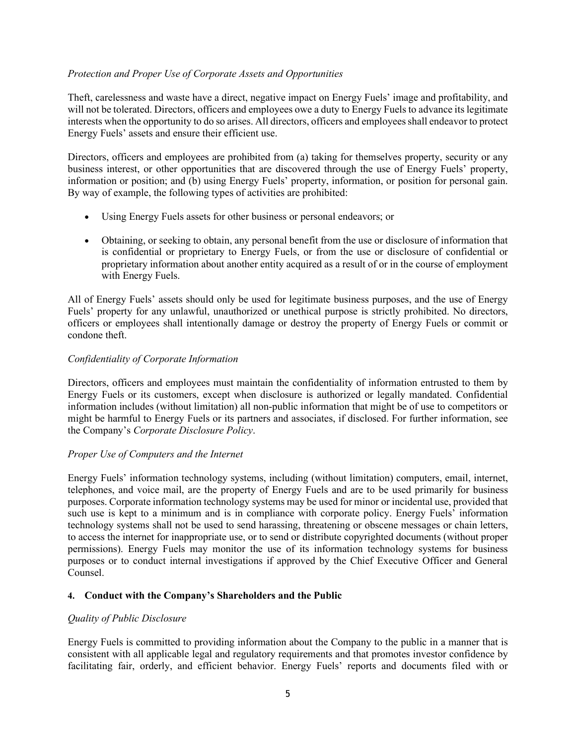*Protection and Proper Use of Corporate Assets and Opportunities*

Theft, carelessness and waste have a direct, negative impact on Energy Fuels' image and profitability, and will not be tolerated. Directors, officers and employees owe a duty to Energy Fuels to advance its legitimate interests when the opportunity to do so arises. All directors, officers and employees shall endeavor to protect Energy Fuels' assets and ensure their efficient use.

Directors, officers and employees are prohibited from (a) taking for themselves property, security or any business interest, or other opportunities that are discovered through the use of Energy Fuels' property, information or position; and (b) using Energy Fuels' property, information, or position for personal gain. By way of example, the following types of activities are prohibited:

- Using Energy Fuels assets for other business or personal endeavors; or
- Obtaining, or seeking to obtain, any personal benefit from the use or disclosure of information that is confidential or proprietary to Energy Fuels, or from the use or disclosure of confidential or proprietary information about another entity acquired as a result of or in the course of employment with Energy Fuels.

All of Energy Fuels' assets should only be used for legitimate business purposes, and the use of Energy Fuels' property for any unlawful, unauthorized or unethical purpose is strictly prohibited. No directors, officers or employees shall intentionally damage or destroy the property of Energy Fuels or commit or condone theft.

*Confidentiality of Corporate Information*

Directors, officers and employees must maintain the confidentiality of information entrusted to them by Energy Fuels or its customers, except when disclosure is authorized or legally mandated. Confidential information includes (without limitation) all non-public information that might be of use to competitors or might be harmful to Energy Fuels or its partners and associates, if disclosed. For further information, see the Company's *Corporate Disclosure Policy*.

*Proper Use of Computers and the Internet*

Energy Fuels' information technology systems, including (without limitation) computers, email, internet, telephones, and voice mail, are the property of Energy Fuels and are to be used primarily for business purposes. Corporate information technology systems may be used for minor or incidental use, provided that such use is kept to a minimum and is in compliance with corporate policy. Energy Fuels' information technology systems shall not be used to send harassing, threatening or obscene messages or chain letters, to access the internet for inappropriate use, or to send or distribute copyrighted documents (without proper permissions). Energy Fuels may monitor the use of its information technology systems for business purposes or to conduct internal investigations if approved by the Chief Executive Officer and General Counsel.

## 4. Conduct with the Company's Shareholders and the Public

*Quality of Public Disclosure*

Energy Fuels is committed to providing information about the Company to the public in a manner that is consistent with all applicable legal and regulatory requirements and that promotes investor confidence by facilitating fair, orderly, and efficient behavior. Energy Fuels' reports and documents filed with or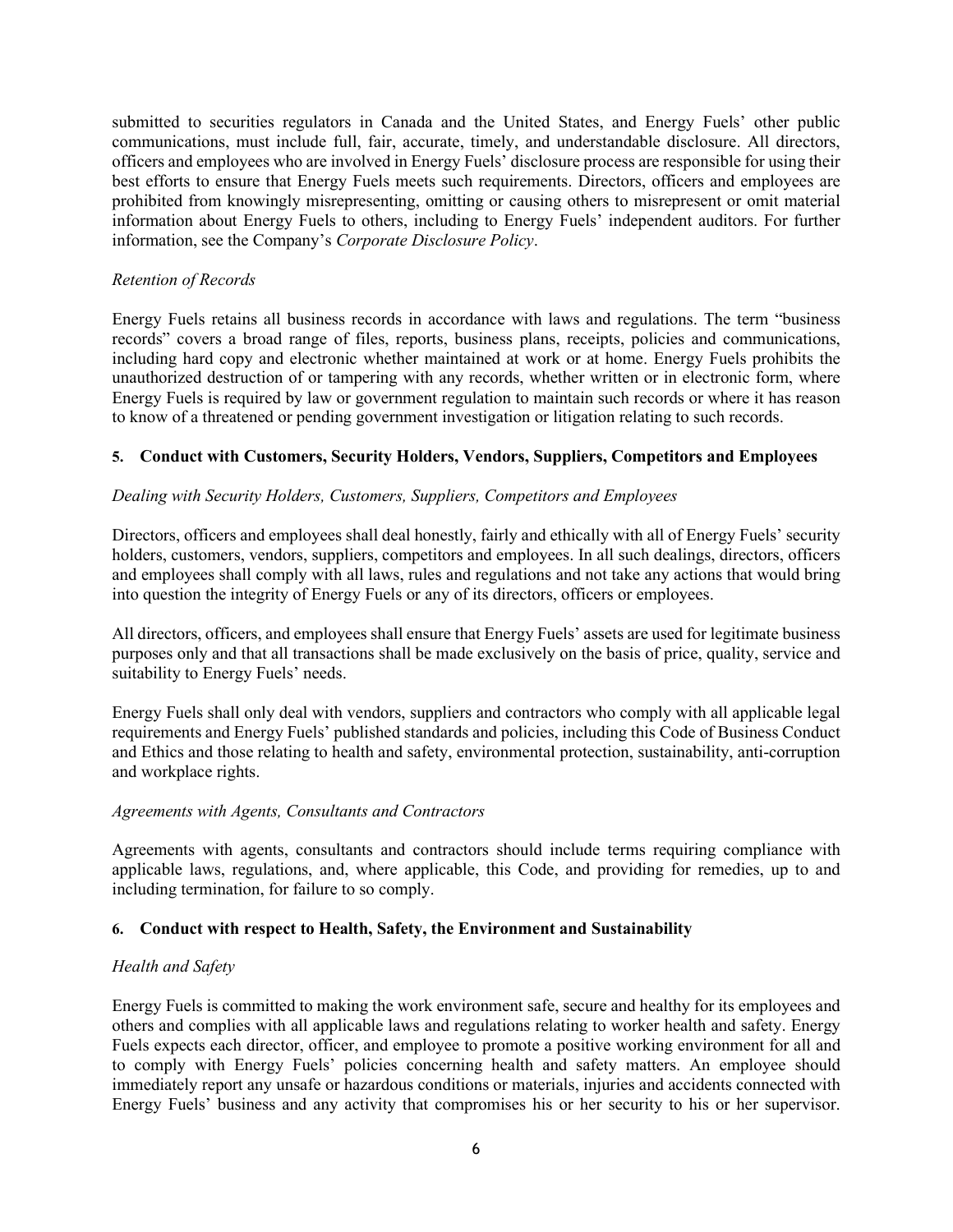submitted to securities regulators in Canada and the United States, and Energy Fuels' other public communications, must include full, fair, accurate, timely, and understandable disclosure. All directors, officers and employees who are involved in Energy Fuels' disclosure process are responsible for using their best efforts to ensure that Energy Fuels meets such requirements. Directors, officers and employees are prohibited from knowingly misrepresenting, omitting or causing others to misrepresent or omit material information about Energy Fuels to others, including to Energy Fuels' independent auditors. For further information, see the Company's *Corporate Disclosure Policy*.

*Retention of Records*

Energy Fuels retains all business records in accordance with laws and regulations. The term "business records" covers a broad range of files, reports, business plans, receipts, policies and communications, including hard copy and electronic whether maintained at work or at home. Energy Fuels prohibits the unauthorized destruction of or tampering with any records, whether written or in electronic form, where Energy Fuels is required by law or government regulation to maintain such records or where it has reason to know of a threatened or pending government investigation or litigation relating to such records.

### 5. Conduct with Customers, Security Holders, Vendors, Suppliers, Competitors and Employees

*Dealing with Security Holders, Customers, Suppliers, Competitors and Employees*

Directors, officers and employees shall deal honestly, fairly and ethically with all of Energy Fuels' security holders, customers, vendors, suppliers, competitors and employees. In all such dealings, directors, officers and employees shall comply with all laws, rules and regulations and not take any actions that would bring into question the integrity of Energy Fuels or any of its directors, officers or employees.

All directors, officers, and employees shall ensure that Energy Fuels' assets are used for legitimate business purposes only and that all transactions shall be made exclusively on the basis of price, quality, service and suitability to Energy Fuels' needs.

Energy Fuels shall only deal with vendors, suppliers and contractors who comply with all applicable legal requirements and Energy Fuels' published standards and policies, including this Code of Business Conduct and Ethics and those relating to health and safety, environmental protection, sustainability, anti-corruption and workplace rights.

*Agreements with Agents, Consultants and Contractors*

Agreements with agents, consultants and contractors should include terms requiring compliance with applicable laws, regulations, and, where applicable, this Code, and providing for remedies, up to and including termination, for failure to so comply.

### 6. Conduct with respect to Health, Safety, the Environment and Sustainability

*Health and Safety*

Energy Fuels is committed to making the work environment safe, secure and healthy for its employees and others and complies with all applicable laws and regulations relating to worker health and safety. Energy Fuels expects each director, officer, and employee to promote a positive working environment for all and to comply with Energy Fuels' policies concerning health and safety matters. An employee should immediately report any unsafe or hazardous conditions or materials, injuries and accidents connected with Energy Fuels' business and any activity that compromises his or her security to his or her supervisor.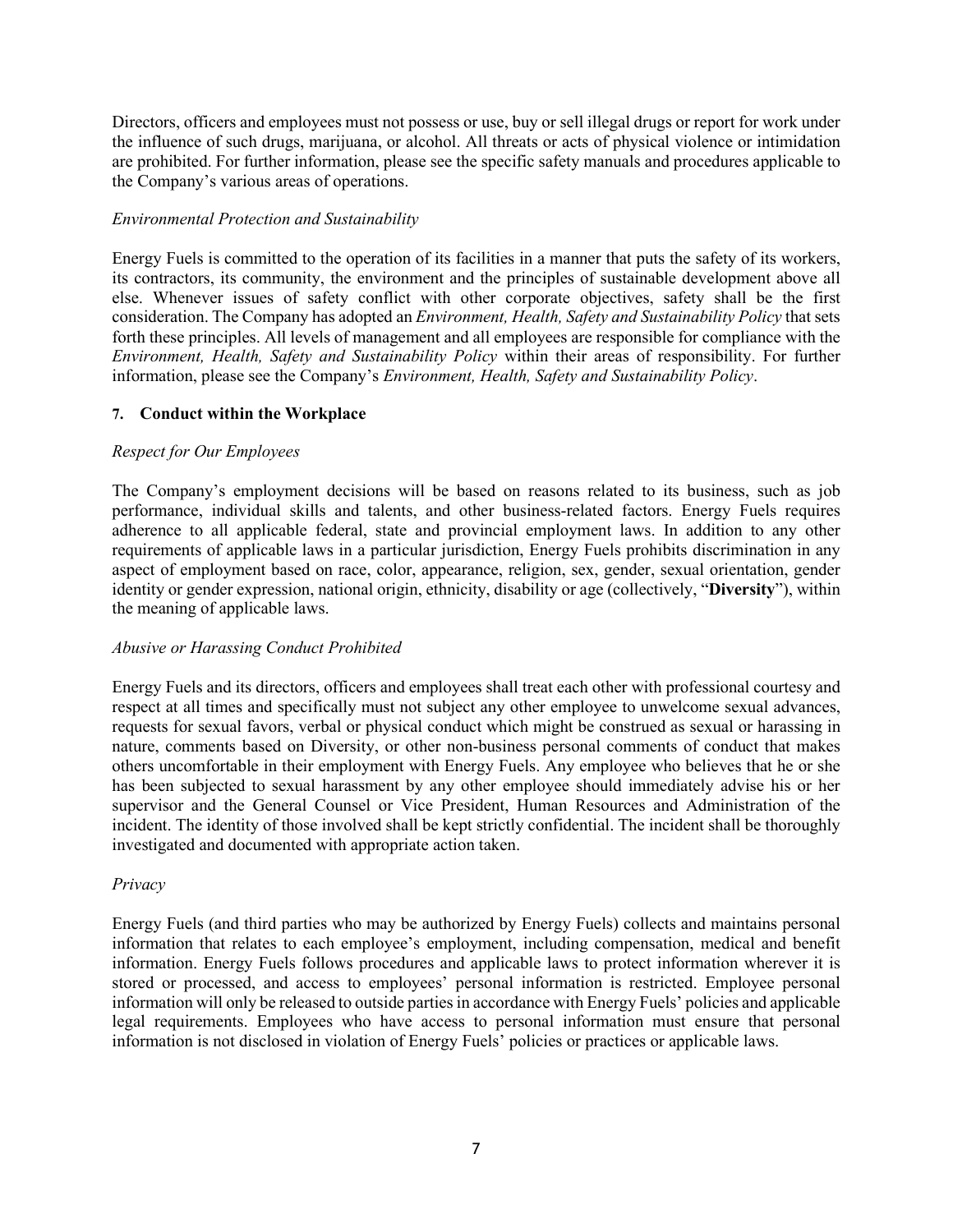Directors, officers and employees must not possess or use, buy or sell illegal drugs or report for work under the influence of such drugs, marijuana, or alcohol. All threats or acts of physical violence or intimidation are prohibited. For further information, please see the specific safety manuals and procedures applicable to the Company's various areas of operations.

*Environmental Protection and Sustainability*

Energy Fuels is committed to the operation of its facilities in a manner that puts the safety of its workers, its contractors, its community, the environment and the principles of sustainable development above all else. Whenever issues of safety conflict with other corporate objectives, safety shall be the first consideration. The Company has adopted an *Environment, Health, Safety and Sustainability Policy* that sets forth these principles. All levels of management and all employees are responsible for compliance with the *Environment, Health, Safety and Sustainability Policy* within their areas of responsibility. For further information, please see the Company's *Environment, Health, Safety and Sustainability Policy*.

## 7. Conduct within the Workplace

*Respect for Our Employees*

The Company's employment decisions will be based on reasons related to its business, such as job performance, individual skills and talents, and other business-related factors. Energy Fuels requires adherence to all applicable federal, state and provincial employment laws. In addition to any other requirements of applicable laws in a particular jurisdiction, Energy Fuels prohibits discrimination in any aspect of employment based on race, color, appearance, religion, sex, gender, sexual orientation, gender identity or gender expression, national origin, ethnicity, disability or age (collectively, "**Diversity**"), within the meaning of applicable laws.

*Abusive or Harassing Conduct Prohibited*

Energy Fuels and its directors, officers and employees shall treat each other with professional courtesy and respect at all times and specifically must not subject any other employee to unwelcome sexual advances, requests for sexual favors, verbal or physical conduct which might be construed as sexual or harassing in nature, comments based on Diversity, or other non-business personal comments of conduct that makes others uncomfortable in their employment with Energy Fuels. Any employee who believes that he or she has been subjected to sexual harassment by any other employee should immediately advise his or her supervisor and the General Counsel or Vice President, Human Resources and Administration of the incident. The identity of those involved shall be kept strictly confidential. The incident shall be thoroughly investigated and documented with appropriate action taken.

*Privacy*

Energy Fuels (and third parties who may be authorized by Energy Fuels) collects and maintains personal information that relates to each employee's employment, including compensation, medical and benefit information. Energy Fuels follows procedures and applicable laws to protect information wherever it is stored or processed, and access to employees' personal information is restricted. Employee personal information will only be released to outside parties in accordance with Energy Fuels' policies and applicable legal requirements. Employees who have access to personal information must ensure that personal information is not disclosed in violation of Energy Fuels' policies or practices or applicable laws.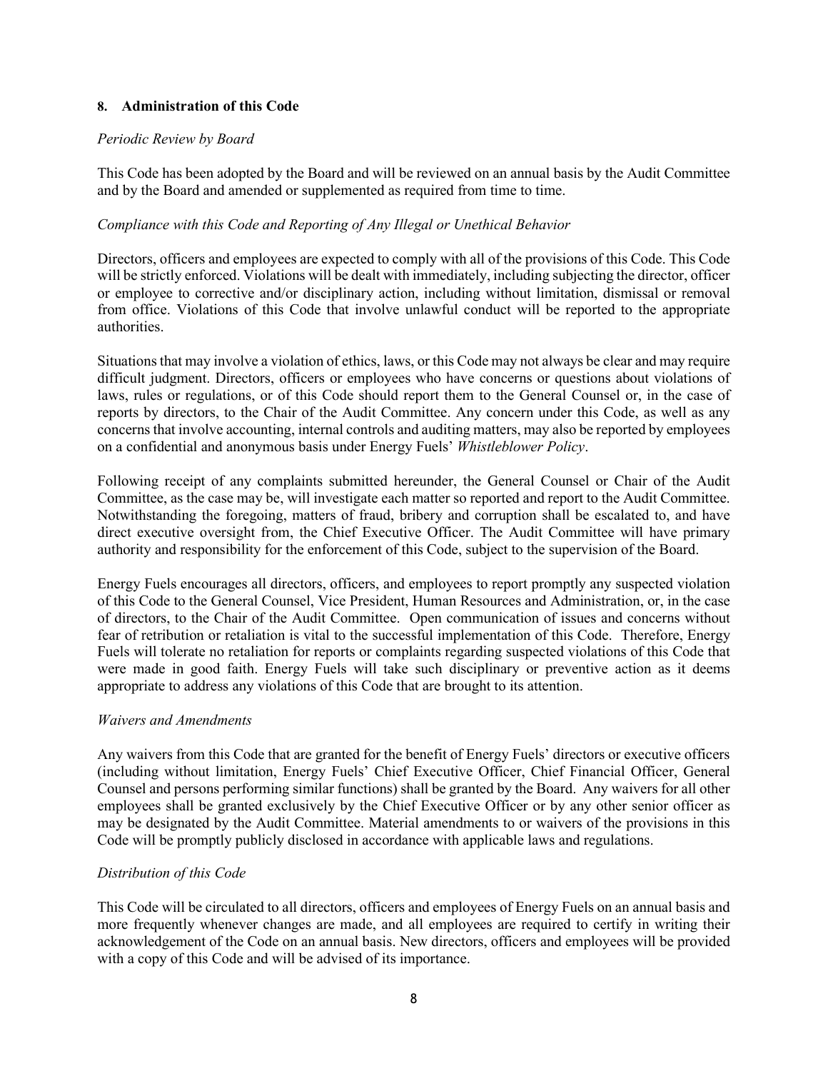## 8. Administration of this Code

*Periodic Review by Board*

This Code has been adopted by the Board and will be reviewed on an annual basis by the Audit Committee and by the Board and amended or supplemented as required from time to time.

*Compliance with this Code and Reporting of Any Illegal or Unethical Behavior*

Directors, officers and employees are expected to comply with all of the provisions of this Code. This Code will be strictly enforced. Violations will be dealt with immediately, including subjecting the director, officer or employee to corrective and/or disciplinary action, including without limitation, dismissal or removal from office. Violations of this Code that involve unlawful conduct will be reported to the appropriate authorities.

Situations that may involve a violation of ethics, laws, or this Code may not always be clear and may require difficult judgment. Directors, officers or employees who have concerns or questions about violations of laws, rules or regulations, or of this Code should report them to the General Counsel or, in the case of reports by directors, to the Chair of the Audit Committee. Any concern under this Code, as well as any concerns that involve accounting, internal controls and auditing matters, may also be reported by employees on a confidential and anonymous basis under Energy Fuels' *Whistleblower Policy*.

Following receipt of any complaints submitted hereunder, the General Counsel or Chair of the Audit Committee, as the case may be, will investigate each matter so reported and report to the Audit Committee. Notwithstanding the foregoing, matters of fraud, bribery and corruption shall be escalated to, and have direct executive oversight from, the Chief Executive Officer. The Audit Committee will have primary authority and responsibility for the enforcement of this Code, subject to the supervision of the Board.

Energy Fuels encourages all directors, officers, and employees to report promptly any suspected violation of this Code to the General Counsel, Vice President, Human Resources and Administration, or, in the case of directors, to the Chair of the Audit Committee. Open communication of issues and concerns without fear of retribution or retaliation is vital to the successful implementation of this Code. Therefore, Energy Fuels will tolerate no retaliation for reports or complaints regarding suspected violations of this Code that were made in good faith. Energy Fuels will take such disciplinary or preventive action as it deems appropriate to address any violations of this Code that are brought to its attention.

*Waivers and Amendments*

Any waivers from this Code that are granted for the benefit of Energy Fuels' directors or executive officers (including without limitation, Energy Fuels' Chief Executive Officer, Chief Financial Officer, General Counsel and persons performing similar functions) shall be granted by the Board. Any waivers for all other employees shall be granted exclusively by the Chief Executive Officer or by any other senior officer as may be designated by the Audit Committee. Material amendments to or waivers of the provisions in this Code will be promptly publicly disclosed in accordance with applicable laws and regulations.

*Distribution of this Code*

This Code will be circulated to all directors, officers and employees of Energy Fuels on an annual basis and more frequently whenever changes are made, and all employees are required to certify in writing their acknowledgement of the Code on an annual basis. New directors, officers and employees will be provided with a copy of this Code and will be advised of its importance.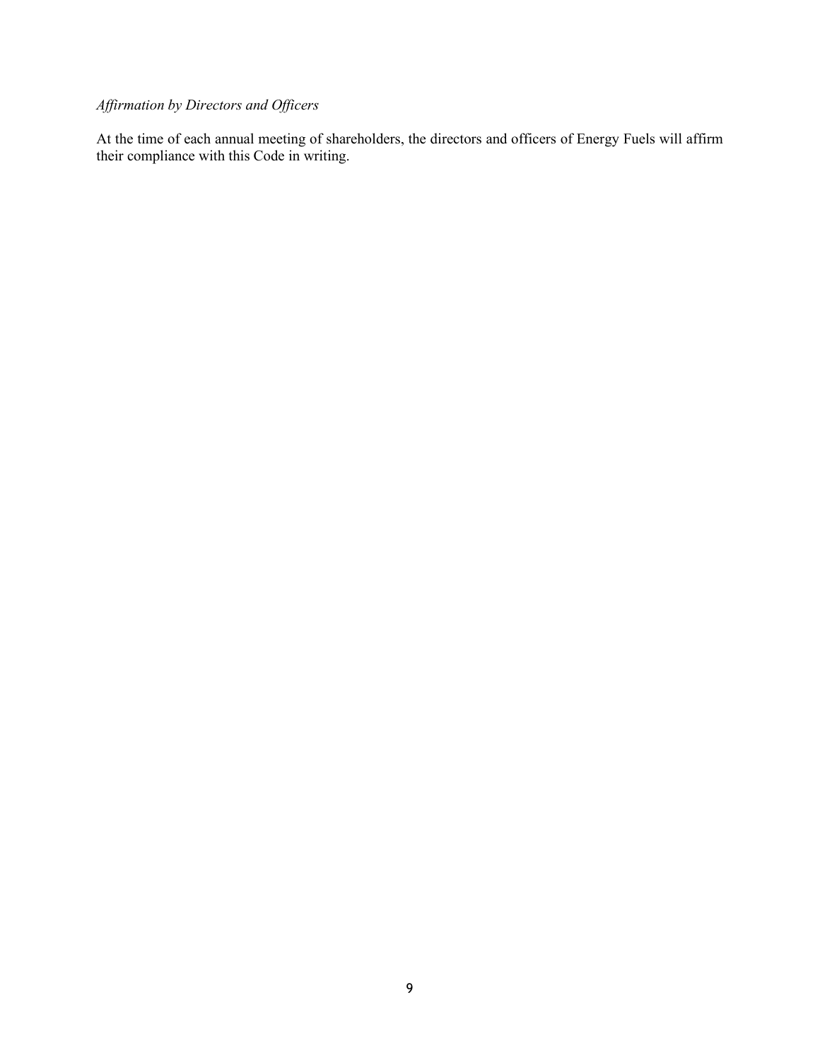*Affirmation by Directors and Officers*

At the time of each annual meeting of shareholders, the directors and officers of Energy Fuels will affirm their compliance with this Code in writing.